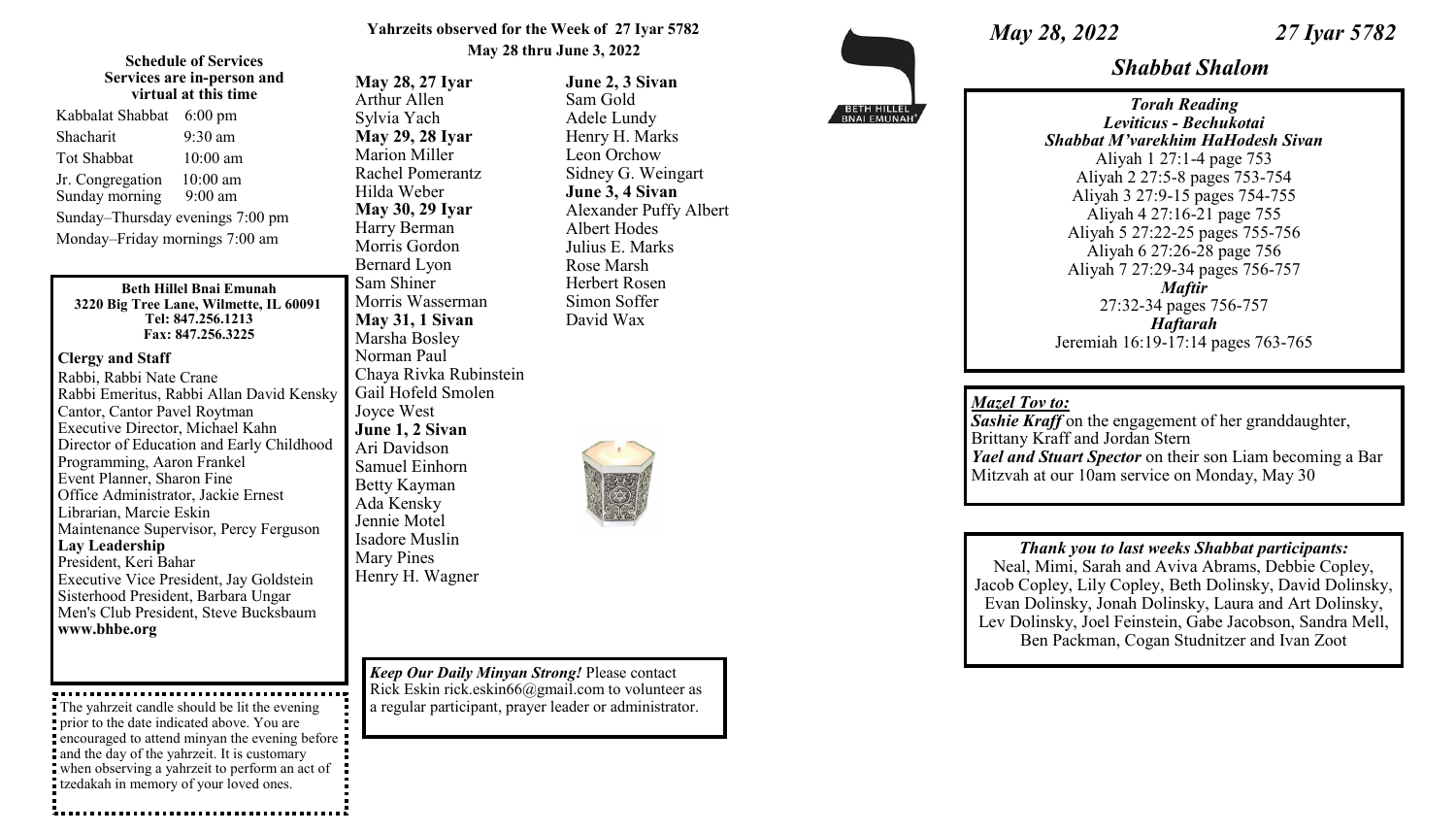# Schedule of Services

**Services are in-person and virtual at this time**

| | |
|---|---|
| Kabbalat Shabbat | 6:00 pm |
| Shacharit | 9:30 am |
| Tot Shabbat | 10:00 am |
| Jr. Congregation | 10:00 am |
| Sunday morning | 9:00 am |

Sunday–Thursday evenings 7:00 pm

Monday–Friday mornings 7:00 am

**Beth Hillel Bnai Emunah**
**3220 Big Tree Lane, Wilmette, IL 60091**
**Tel: 847.256.1213**
**Fax: 847.256.3225**

**Clergy and Staff**

Rabbi, Rabbi Nate Crane
Rabbi Emeritus, Rabbi Allan David Kensky
Cantor, Cantor Pavel Roytman
Executive Director, Michael Kahn
Director of Education and Early Childhood Programming, Aaron Frankel
Event Planner, Sharon Fine
Office Administrator, Jackie Ernest
Librarian, Marcie Eskin
Maintenance Supervisor, Percy Ferguson

**Lay Leadership**

President, Keri Bahar
Executive Vice President, Jay Goldstein
Sisterhood President, Barbara Ungar
Men's Club President, Steve Bucksbaum
**www.bhbe.org**

The yahrzeit candle should be lit the evening prior to the date indicated above. You are encouraged to attend minyan the evening before and the day of the yahrzeit. It is customary when observing a yahrzeit to perform an act of tzedakah in memory of your loved ones.

## Yahrzeits observed for the Week of 27 Iyar 5782
**May 28 thru June 3, 2022**

**May 28, 27 Iyar**
Arthur Allen
Sylvia Yach

**May 29, 28 Iyar**
Marion Miller
Rachel Pomerantz
Hilda Weber

**May 30, 29 Iyar**
Harry Berman
Morris Gordon
Bernard Lyon
Sam Shiner
Morris Wasserman

**May 31, 1 Sivan**
Marsha Bosley
Norman Paul
Chaya Rivka Rubinstein
Gail Hofeld Smolen
Joyce West

**June 1, 2 Sivan**
Ari Davidson
Samuel Einhorn
Betty Kayman
Ada Kensky
Jennie Motel
Isadore Muslin
Mary Pines
Henry H. Wagner

**June 2, 3 Sivan**
Sam Gold
Adele Lundy
Henry H. Marks
Leon Orchow
Sidney G. Weingart

**June 3, 4 Sivan**
Alexander Puffy Albert
Albert Hodes
Julius E. Marks
Rose Marsh
Herbert Rosen
Simon Soffer
David Wax

***Keep Our Daily Minyan Strong!*** Please contact Rick Eskin rick.eskin66@gmail.com to volunteer as a regular participant, prayer leader or administrator.

BETH HILLEL BNAI EMUNAH

*May 28, 2022* *27 Iyar 5782*

## *Shabbat Shalom*

***Torah Reading***
***Leviticus - Bechukotai***
***Shabbat M'varekhim HaHodesh Sivan***

Aliyah 1 27:1-4 page 753
Aliyah 2 27:5-8 pages 753-754
Aliyah 3 27:9-15 pages 754-755
Aliyah 4 27:16-21 page 755
Aliyah 5 27:22-25 pages 755-756
Aliyah 6 27:26-28 page 756
Aliyah 7 27:29-34 pages 756-757

***Maftir***
27:32-34 pages 756-757

***Haftarah***
Jeremiah 16:19-17:14 pages 763-765

***Mazel Tov to:***

***Sashie Kraff*** on the engagement of her granddaughter, Brittany Kraff and Jordan Stern

***Yael and Stuart Spector*** on their son Liam becoming a Bar Mitzvah at our 10am service on Monday, May 30

***Thank you to last weeks Shabbat participants:***

Neal, Mimi, Sarah and Aviva Abrams, Debbie Copley, Jacob Copley, Lily Copley, Beth Dolinsky, David Dolinsky, Evan Dolinsky, Jonah Dolinsky, Laura and Art Dolinsky, Lev Dolinsky, Joel Feinstein, Gabe Jacobson, Sandra Mell, Ben Packman, Cogan Studnitzer and Ivan Zoot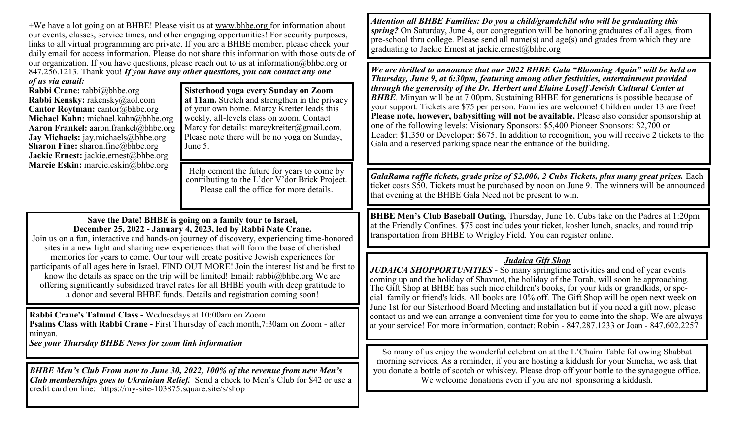+We have a lot going on at BHBE! Please visit us at www.bhbe.org for information about our events, classes, service times, and other engaging opportunities! For security purposes, links to all virtual programming are private. If you are a BHBE member, please check your daily email for access information. Please do not share this information with those outside of our organization. If you have questions, please reach out to us at information@bhbe.org or 847.256.1213. Thank you! ***If you have any other questions, you can contact any one of us via email:***

**Rabbi Crane:** rabbi@bhbe.org
**Rabbi Kensky:** rakensky@aol.com
**Cantor Roytman:** cantor@bhbe.org
**Michael Kahn:** michael.kahn@bhbe.org
**Aaron Frankel:** aaron.frankel@bhbe.org
**Jay Michaels:** jay.michaels@bhbe.org
**Sharon Fine:** sharon.fine@bhbe.org
**Jackie Ernest:** jackie.ernest@bhbe.org
**Marcie Eskin:** marcie.eskin@bhbe.org

**Sisterhood yoga every Sunday on Zoom at 11am.** Stretch and strengthen in the privacy of your own home. Marcy Kreiter leads this weekly, all-levels class on zoom. Contact Marcy for details: marcykreiter@gmail.com. Please note there will be no yoga on Sunday, June 5.

Help cement the future for years to come by contributing to the L'dor V'dor Brick Project. Please call the office for more details.

**Save the Date! BHBE is going on a family tour to Israel, December 25, 2022 - January 4, 2023, led by Rabbi Nate Crane.**

Join us on a fun, interactive and hands-on journey of discovery, experiencing time-honored sites in a new light and sharing new experiences that will form the base of cherished memories for years to come. Our tour will create positive Jewish experiences for participants of all ages here in Israel. FIND OUT MORE! Join the interest list and be first to know the details as space on the trip will be limited! Email: rabbi@bhbe.org We are offering significantly subsidized travel rates for all BHBE youth with deep gratitude to a donor and several BHBE funds. Details and registration coming soon!

**Rabbi Crane's Talmud Class -** Wednesdays at 10:00am on Zoom
**Psalms Class with Rabbi Crane -** First Thursday of each month,7:30am on Zoom - after minyan.
***See your Thursday BHBE News for zoom link information***

***BHBE Men's Club From now to June 30, 2022, 100% of the revenue from new Men's Club memberships goes to Ukrainian Relief.*** Send a check to Men's Club for $42 or use a credit card on line: https://my-site-103875.square.site/s/shop

***Attention all BHBE Families: Do you a child/grandchild who will be graduating this spring?*** On Saturday, June 4, our congregation will be honoring graduates of all ages, from pre-school thru college. Please send all name(s) and age(s) and grades from which they are graduating to Jackie Ernest at jackie.ernest@bhbe.org

***We are thrilled to announce that our 2022 BHBE Gala "Blooming Again" will be held on Thursday, June 9, at 6:30pm, featuring among other festivities, entertainment provided through the generosity of the Dr. Herbert and Elaine Loseff Jewish Cultural Center at BHBE***. Minyan will be at 7:00pm. Sustaining BHBE for generations is possible because of your support. Tickets are $75 per person. Families are welcome! Children under 13 are free! **Please note, however, babysitting will not be available.** Please also consider sponsorship at one of the following levels: Visionary Sponsors: $5,400 Pioneer Sponsors: $2,700 or Leader: $1,350 or Developer: $675. In addition to recognition, you will receive 2 tickets to the Gala and a reserved parking space near the entrance of the building.

***GalaRama raffle tickets, grade prize of $2,000, 2 Cubs Tickets, plus many great prizes.*** Each ticket costs $50. Tickets must be purchased by noon on June 9. The winners will be announced that evening at the BHBE Gala Need not be present to win.

**BHBE Men's Club Baseball Outing,** Thursday, June 16. Cubs take on the Padres at 1:20pm at the Friendly Confines. $75 cost includes your ticket, kosher lunch, snacks, and round trip transportation from BHBE to Wrigley Field. You can register online.

***Judaica Gift Shop***

***JUDAICA SHOPPORTUNITIES*** - So many springtime activities and end of year events coming up and the holiday of Shavuot, the holiday of the Torah, will soon be approaching. The Gift Shop at BHBE has such nice children's books, for your kids or grandkids, or special family or friend's kids. All books are 10% off. The Gift Shop will be open next week on June 1st for our Sisterhood Board Meeting and installation but if you need a gift now, please contact us and we can arrange a convenient time for you to come into the shop. We are always at your service! For more information, contact: Robin - 847.287.1233 or Joan - 847.602.2257

So many of us enjoy the wonderful celebration at the L'Chaim Table following Shabbat morning services. As a reminder, if you are hosting a kiddush for your Simcha, we ask that you donate a bottle of scotch or whiskey. Please drop off your bottle to the synagogue office. We welcome donations even if you are not sponsoring a kiddush.